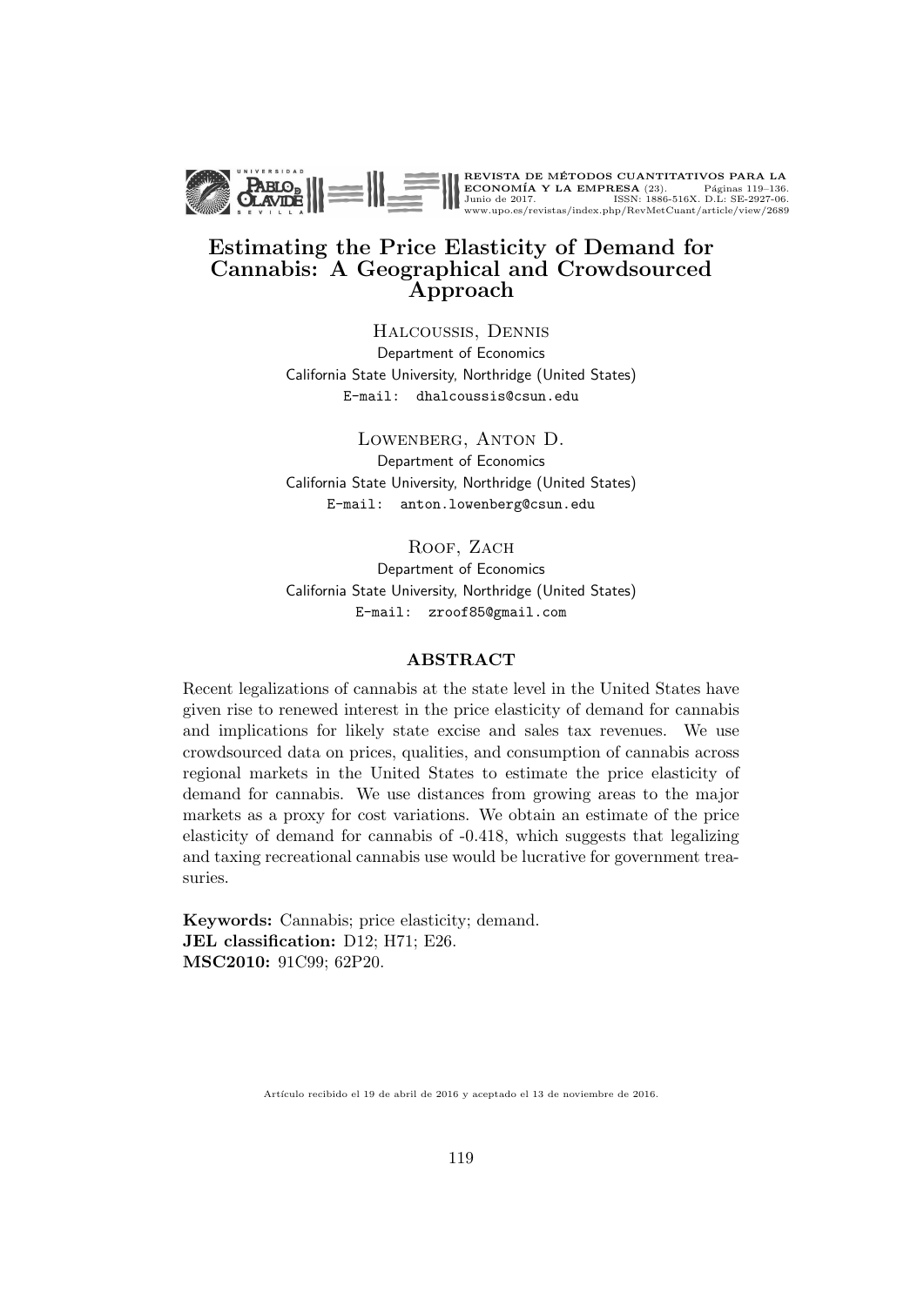# Estimating the Price Elasticity of Demand for Cannabis: A Geographical and Crowdsourced Approach

Halcoussis, Dennis
Department of Economics
California State University, Northridge (United States)
E-mail: dhalcoussis@csun.edu

Lowenberg, Anton D.
Department of Economics
California State University, Northridge (United States)
E-mail: anton.lowenberg@csun.edu

Roof, Zach
Department of Economics
California State University, Northridge (United States)
E-mail: zroof85@gmail.com

## ABSTRACT

Recent legalizations of cannabis at the state level in the United States have given rise to renewed interest in the price elasticity of demand for cannabis and implications for likely state excise and sales tax revenues. We use crowdsourced data on prices, qualities, and consumption of cannabis across regional markets in the United States to estimate the price elasticity of demand for cannabis. We use distances from growing areas to the major markets as a proxy for cost variations. We obtain an estimate of the price elasticity of demand for cannabis of -0.418, which suggests that legalizing and taxing recreational cannabis use would be lucrative for government treasuries.

**Keywords:** Cannabis; price elasticity; demand.
**JEL classification:** D12; H71; E26.
**MSC2010:** 91C99; 62P20.

Artículo recibido el 19 de abril de 2016 y aceptado el 13 de noviembre de 2016.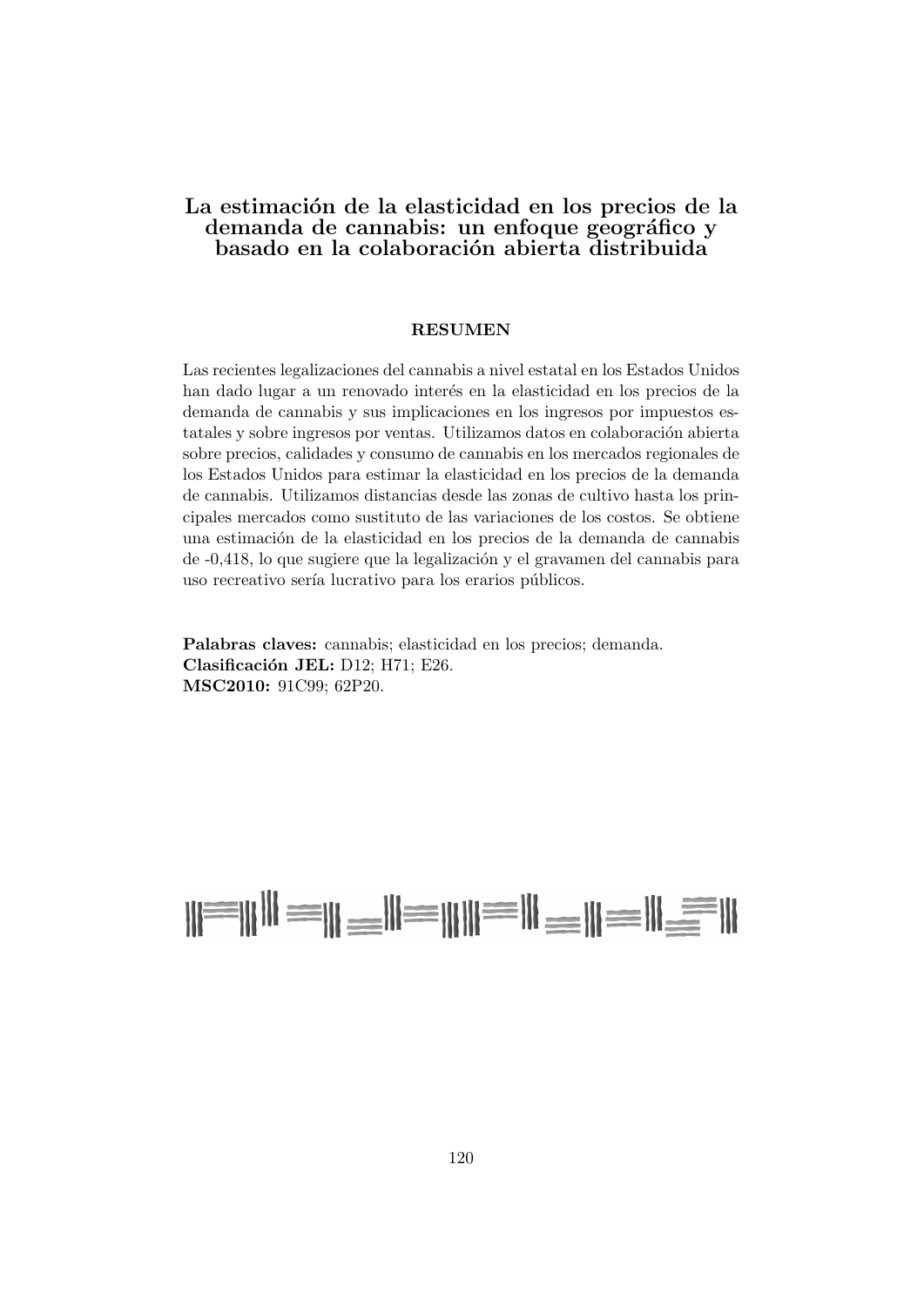# La estimación de la elasticidad en los precios de la demanda de cannabis: un enfoque geográfico y basado en la colaboración abierta distribuida

## RESUMEN

Las recientes legalizaciones del cannabis a nivel estatal en los Estados Unidos han dado lugar a un renovado interés en la elasticidad en los precios de la demanda de cannabis y sus implicaciones en los ingresos por impuestos estatales y sobre ingresos por ventas. Utilizamos datos en colaboración abierta sobre precios, calidades y consumo de cannabis en los mercados regionales de los Estados Unidos para estimar la elasticidad en los precios de la demanda de cannabis. Utilizamos distancias desde las zonas de cultivo hasta los principales mercados como sustituto de las variaciones de los costos. Se obtiene una estimación de la elasticidad en los precios de la demanda de cannabis de -0,418, lo que sugiere que la legalización y el gravamen del cannabis para uso recreativo sería lucrativo para los erarios públicos.

**Palabras claves:** cannabis; elasticidad en los precios; demanda.
**Clasificación JEL:** D12; H71; E26.
**MSC2010:** 91C99; 62P20.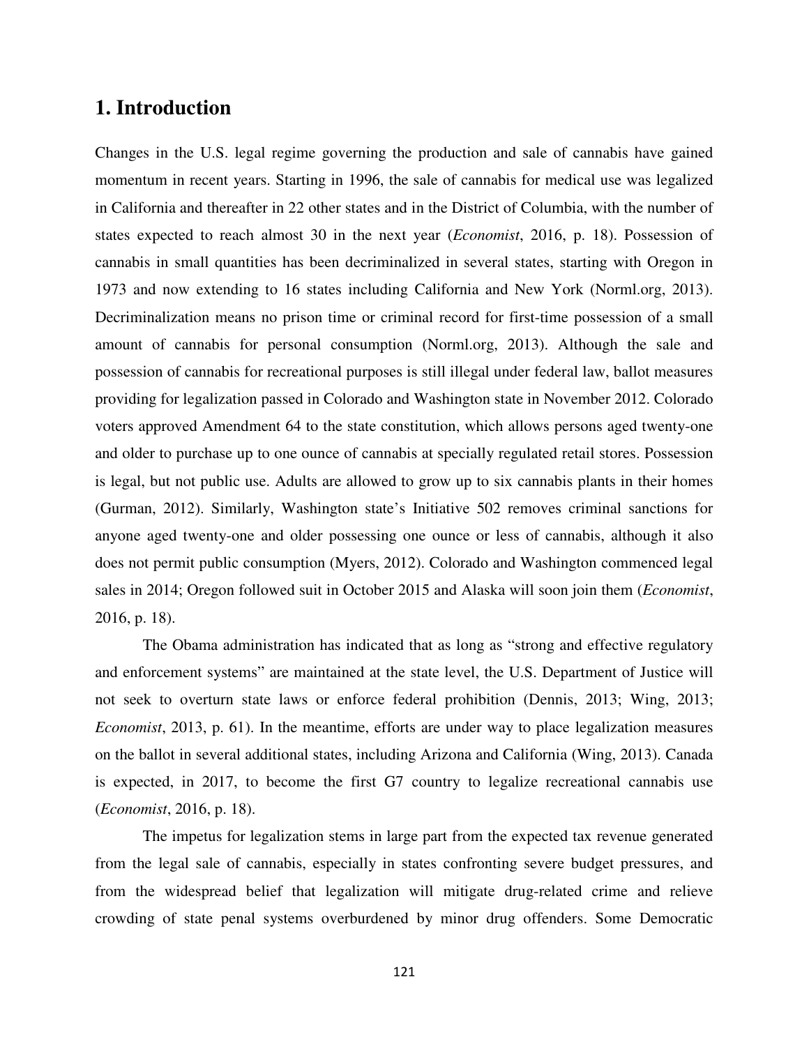# 1. Introduction

Changes in the U.S. legal regime governing the production and sale of cannabis have gained momentum in recent years. Starting in 1996, the sale of cannabis for medical use was legalized in California and thereafter in 22 other states and in the District of Columbia, with the number of states expected to reach almost 30 in the next year (*Economist*, 2016, p. 18). Possession of cannabis in small quantities has been decriminalized in several states, starting with Oregon in 1973 and now extending to 16 states including California and New York (Norml.org, 2013). Decriminalization means no prison time or criminal record for first-time possession of a small amount of cannabis for personal consumption (Norml.org, 2013). Although the sale and possession of cannabis for recreational purposes is still illegal under federal law, ballot measures providing for legalization passed in Colorado and Washington state in November 2012. Colorado voters approved Amendment 64 to the state constitution, which allows persons aged twenty-one and older to purchase up to one ounce of cannabis at specially regulated retail stores. Possession is legal, but not public use. Adults are allowed to grow up to six cannabis plants in their homes (Gurman, 2012). Similarly, Washington state's Initiative 502 removes criminal sanctions for anyone aged twenty-one and older possessing one ounce or less of cannabis, although it also does not permit public consumption (Myers, 2012). Colorado and Washington commenced legal sales in 2014; Oregon followed suit in October 2015 and Alaska will soon join them (*Economist*, 2016, p. 18).

The Obama administration has indicated that as long as "strong and effective regulatory and enforcement systems" are maintained at the state level, the U.S. Department of Justice will not seek to overturn state laws or enforce federal prohibition (Dennis, 2013; Wing, 2013; *Economist*, 2013, p. 61). In the meantime, efforts are under way to place legalization measures on the ballot in several additional states, including Arizona and California (Wing, 2013). Canada is expected, in 2017, to become the first G7 country to legalize recreational cannabis use (*Economist*, 2016, p. 18).

The impetus for legalization stems in large part from the expected tax revenue generated from the legal sale of cannabis, especially in states confronting severe budget pressures, and from the widespread belief that legalization will mitigate drug-related crime and relieve crowding of state penal systems overburdened by minor drug offenders. Some Democratic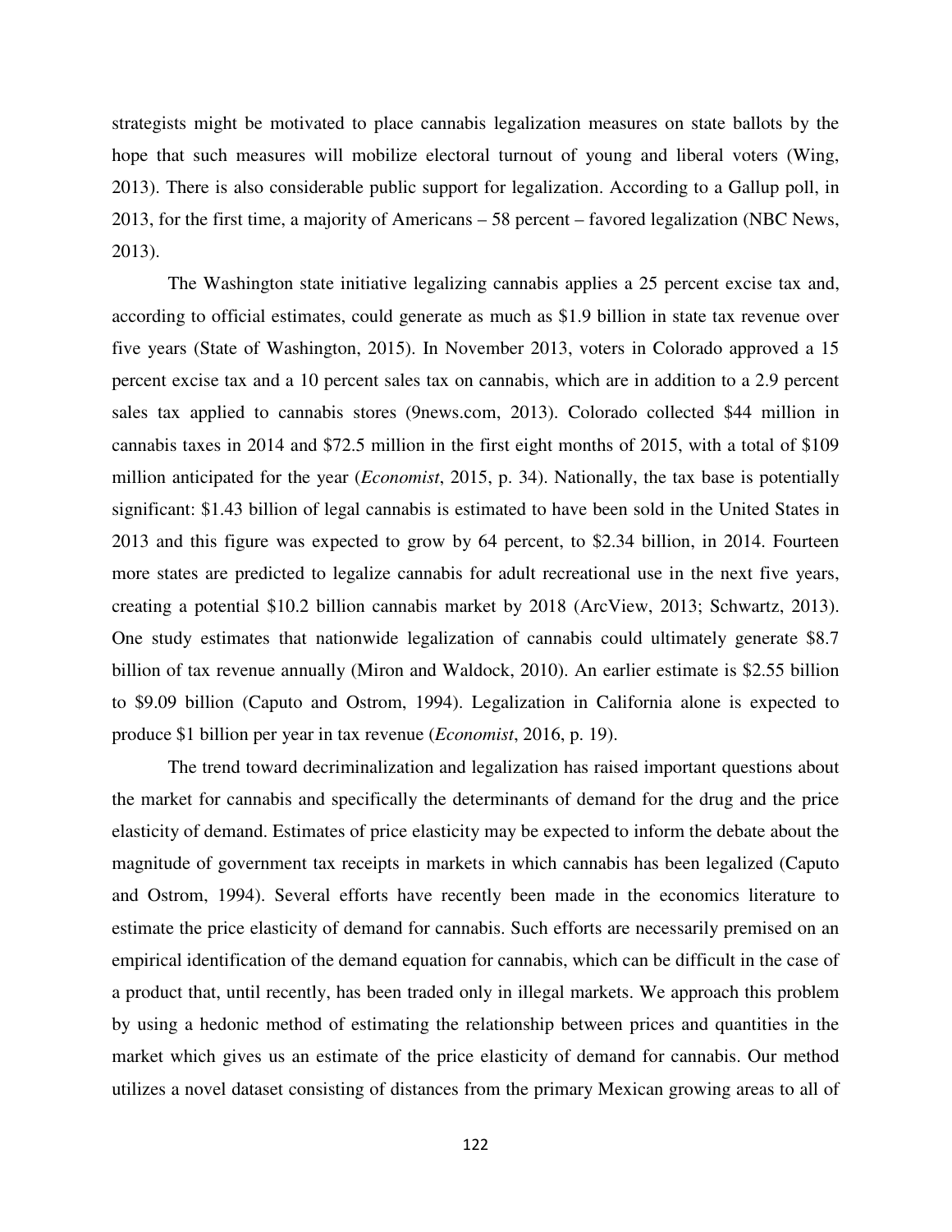strategists might be motivated to place cannabis legalization measures on state ballots by the hope that such measures will mobilize electoral turnout of young and liberal voters (Wing, 2013). There is also considerable public support for legalization. According to a Gallup poll, in 2013, for the first time, a majority of Americans – 58 percent – favored legalization (NBC News, 2013).

The Washington state initiative legalizing cannabis applies a 25 percent excise tax and, according to official estimates, could generate as much as $1.9 billion in state tax revenue over five years (State of Washington, 2015). In November 2013, voters in Colorado approved a 15 percent excise tax and a 10 percent sales tax on cannabis, which are in addition to a 2.9 percent sales tax applied to cannabis stores (9news.com, 2013). Colorado collected $44 million in cannabis taxes in 2014 and $72.5 million in the first eight months of 2015, with a total of $109 million anticipated for the year (*Economist*, 2015, p. 34). Nationally, the tax base is potentially significant: $1.43 billion of legal cannabis is estimated to have been sold in the United States in 2013 and this figure was expected to grow by 64 percent, to $2.34 billion, in 2014. Fourteen more states are predicted to legalize cannabis for adult recreational use in the next five years, creating a potential $10.2 billion cannabis market by 2018 (ArcView, 2013; Schwartz, 2013). One study estimates that nationwide legalization of cannabis could ultimately generate $8.7 billion of tax revenue annually (Miron and Waldock, 2010). An earlier estimate is $2.55 billion to $9.09 billion (Caputo and Ostrom, 1994). Legalization in California alone is expected to produce $1 billion per year in tax revenue (*Economist*, 2016, p. 19).

The trend toward decriminalization and legalization has raised important questions about the market for cannabis and specifically the determinants of demand for the drug and the price elasticity of demand. Estimates of price elasticity may be expected to inform the debate about the magnitude of government tax receipts in markets in which cannabis has been legalized (Caputo and Ostrom, 1994). Several efforts have recently been made in the economics literature to estimate the price elasticity of demand for cannabis. Such efforts are necessarily premised on an empirical identification of the demand equation for cannabis, which can be difficult in the case of a product that, until recently, has been traded only in illegal markets. We approach this problem by using a hedonic method of estimating the relationship between prices and quantities in the market which gives us an estimate of the price elasticity of demand for cannabis. Our method utilizes a novel dataset consisting of distances from the primary Mexican growing areas to all of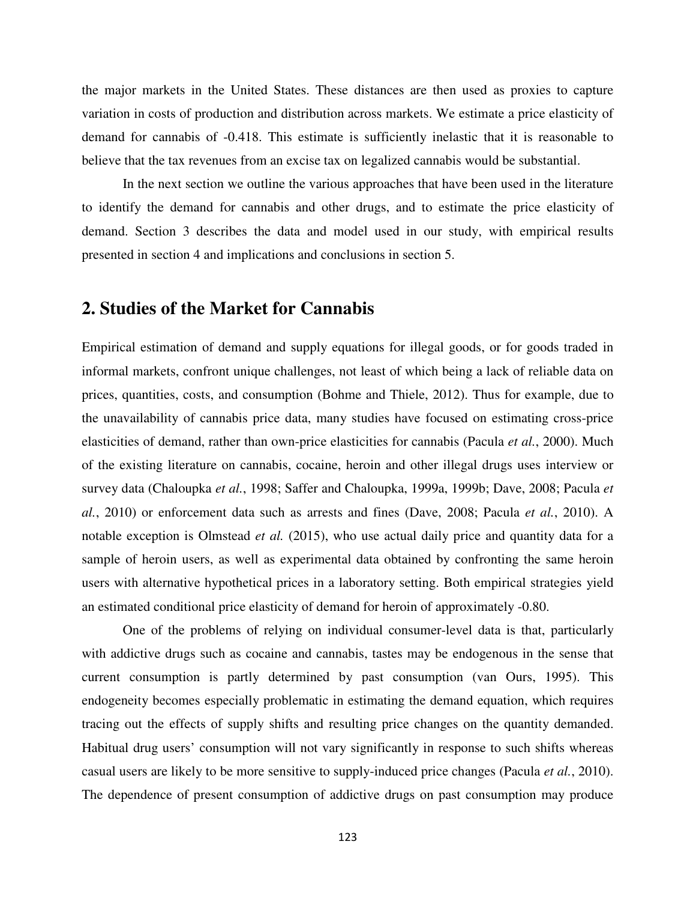the major markets in the United States. These distances are then used as proxies to capture variation in costs of production and distribution across markets. We estimate a price elasticity of demand for cannabis of -0.418. This estimate is sufficiently inelastic that it is reasonable to believe that the tax revenues from an excise tax on legalized cannabis would be substantial.

In the next section we outline the various approaches that have been used in the literature to identify the demand for cannabis and other drugs, and to estimate the price elasticity of demand. Section 3 describes the data and model used in our study, with empirical results presented in section 4 and implications and conclusions in section 5.

## 2. Studies of the Market for Cannabis

Empirical estimation of demand and supply equations for illegal goods, or for goods traded in informal markets, confront unique challenges, not least of which being a lack of reliable data on prices, quantities, costs, and consumption (Bohme and Thiele, 2012). Thus for example, due to the unavailability of cannabis price data, many studies have focused on estimating cross-price elasticities of demand, rather than own-price elasticities for cannabis (Pacula *et al.*, 2000). Much of the existing literature on cannabis, cocaine, heroin and other illegal drugs uses interview or survey data (Chaloupka *et al.*, 1998; Saffer and Chaloupka, 1999a, 1999b; Dave, 2008; Pacula *et al.*, 2010) or enforcement data such as arrests and fines (Dave, 2008; Pacula *et al.*, 2010). A notable exception is Olmstead *et al.* (2015), who use actual daily price and quantity data for a sample of heroin users, as well as experimental data obtained by confronting the same heroin users with alternative hypothetical prices in a laboratory setting. Both empirical strategies yield an estimated conditional price elasticity of demand for heroin of approximately -0.80.

One of the problems of relying on individual consumer-level data is that, particularly with addictive drugs such as cocaine and cannabis, tastes may be endogenous in the sense that current consumption is partly determined by past consumption (van Ours, 1995). This endogeneity becomes especially problematic in estimating the demand equation, which requires tracing out the effects of supply shifts and resulting price changes on the quantity demanded. Habitual drug users' consumption will not vary significantly in response to such shifts whereas casual users are likely to be more sensitive to supply-induced price changes (Pacula *et al.*, 2010). The dependence of present consumption of addictive drugs on past consumption may produce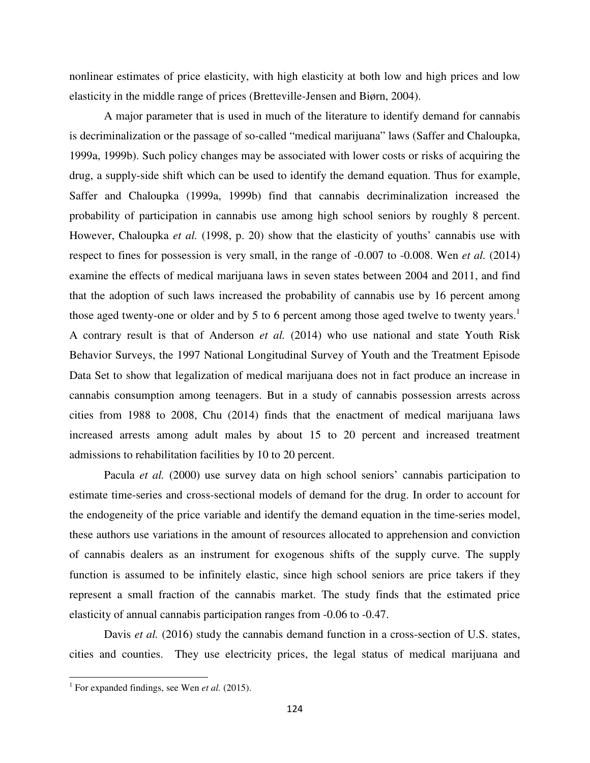nonlinear estimates of price elasticity, with high elasticity at both low and high prices and low elasticity in the middle range of prices (Bretteville-Jensen and Biørn, 2004).

A major parameter that is used in much of the literature to identify demand for cannabis is decriminalization or the passage of so-called "medical marijuana" laws (Saffer and Chaloupka, 1999a, 1999b). Such policy changes may be associated with lower costs or risks of acquiring the drug, a supply-side shift which can be used to identify the demand equation. Thus for example, Saffer and Chaloupka (1999a, 1999b) find that cannabis decriminalization increased the probability of participation in cannabis use among high school seniors by roughly 8 percent. However, Chaloupka *et al.* (1998, p. 20) show that the elasticity of youths' cannabis use with respect to fines for possession is very small, in the range of -0.007 to -0.008. Wen *et al.* (2014) examine the effects of medical marijuana laws in seven states between 2004 and 2011, and find that the adoption of such laws increased the probability of cannabis use by 16 percent among those aged twenty-one or older and by 5 to 6 percent among those aged twelve to twenty years.[1] A contrary result is that of Anderson *et al.* (2014) who use national and state Youth Risk Behavior Surveys, the 1997 National Longitudinal Survey of Youth and the Treatment Episode Data Set to show that legalization of medical marijuana does not in fact produce an increase in cannabis consumption among teenagers. But in a study of cannabis possession arrests across cities from 1988 to 2008, Chu (2014) finds that the enactment of medical marijuana laws increased arrests among adult males by about 15 to 20 percent and increased treatment admissions to rehabilitation facilities by 10 to 20 percent.

Pacula *et al.* (2000) use survey data on high school seniors' cannabis participation to estimate time-series and cross-sectional models of demand for the drug. In order to account for the endogeneity of the price variable and identify the demand equation in the time-series model, these authors use variations in the amount of resources allocated to apprehension and conviction of cannabis dealers as an instrument for exogenous shifts of the supply curve. The supply function is assumed to be infinitely elastic, since high school seniors are price takers if they represent a small fraction of the cannabis market. The study finds that the estimated price elasticity of annual cannabis participation ranges from -0.06 to -0.47.

Davis *et al.* (2016) study the cannabis demand function in a cross-section of U.S. states, cities and counties. They use electricity prices, the legal status of medical marijuana and

[1] For expanded findings, see Wen *et al.* (2015).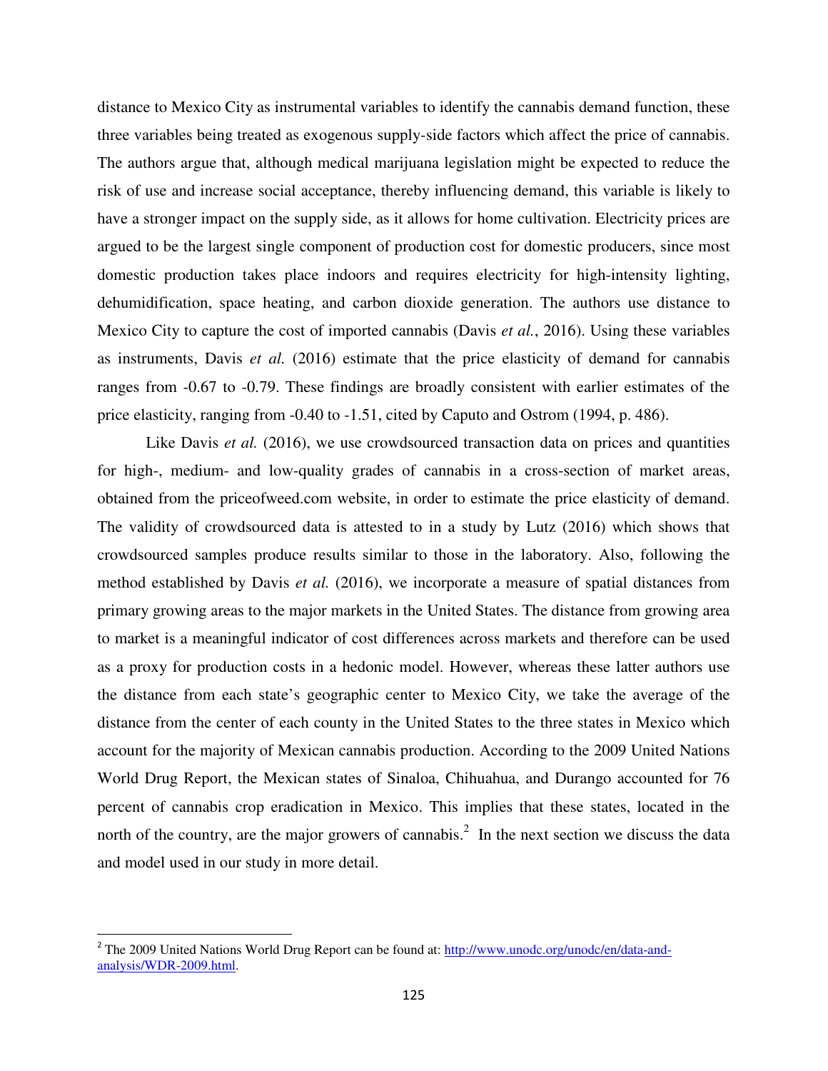distance to Mexico City as instrumental variables to identify the cannabis demand function, these three variables being treated as exogenous supply-side factors which affect the price of cannabis. The authors argue that, although medical marijuana legislation might be expected to reduce the risk of use and increase social acceptance, thereby influencing demand, this variable is likely to have a stronger impact on the supply side, as it allows for home cultivation. Electricity prices are argued to be the largest single component of production cost for domestic producers, since most domestic production takes place indoors and requires electricity for high-intensity lighting, dehumidification, space heating, and carbon dioxide generation. The authors use distance to Mexico City to capture the cost of imported cannabis (Davis *et al.*, 2016). Using these variables as instruments, Davis *et al.* (2016) estimate that the price elasticity of demand for cannabis ranges from -0.67 to -0.79. These findings are broadly consistent with earlier estimates of the price elasticity, ranging from -0.40 to -1.51, cited by Caputo and Ostrom (1994, p. 486).

Like Davis *et al.* (2016), we use crowdsourced transaction data on prices and quantities for high-, medium- and low-quality grades of cannabis in a cross-section of market areas, obtained from the priceofweed.com website, in order to estimate the price elasticity of demand. The validity of crowdsourced data is attested to in a study by Lutz (2016) which shows that crowdsourced samples produce results similar to those in the laboratory. Also, following the method established by Davis *et al.* (2016), we incorporate a measure of spatial distances from primary growing areas to the major markets in the United States. The distance from growing area to market is a meaningful indicator of cost differences across markets and therefore can be used as a proxy for production costs in a hedonic model. However, whereas these latter authors use the distance from each state's geographic center to Mexico City, we take the average of the distance from the center of each county in the United States to the three states in Mexico which account for the majority of Mexican cannabis production. According to the 2009 United Nations World Drug Report, the Mexican states of Sinaloa, Chihuahua, and Durango accounted for 76 percent of cannabis crop eradication in Mexico. This implies that these states, located in the north of the country, are the major growers of cannabis.[2] In the next section we discuss the data and model used in our study in more detail.

[2] The 2009 United Nations World Drug Report can be found at: http://www.unodc.org/unodc/en/data-and-analysis/WDR-2009.html.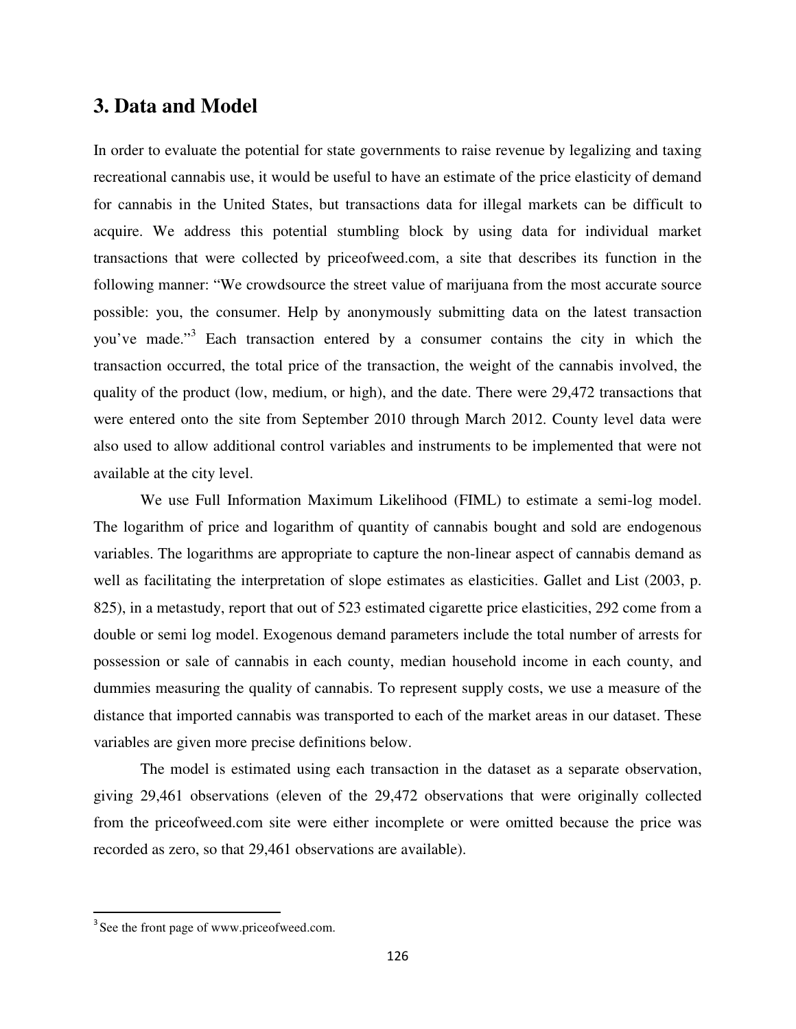## 3. Data and Model

In order to evaluate the potential for state governments to raise revenue by legalizing and taxing recreational cannabis use, it would be useful to have an estimate of the price elasticity of demand for cannabis in the United States, but transactions data for illegal markets can be difficult to acquire. We address this potential stumbling block by using data for individual market transactions that were collected by priceofweed.com, a site that describes its function in the following manner: "We crowdsource the street value of marijuana from the most accurate source possible: you, the consumer. Help by anonymously submitting data on the latest transaction you've made."[3] Each transaction entered by a consumer contains the city in which the transaction occurred, the total price of the transaction, the weight of the cannabis involved, the quality of the product (low, medium, or high), and the date. There were 29,472 transactions that were entered onto the site from September 2010 through March 2012. County level data were also used to allow additional control variables and instruments to be implemented that were not available at the city level.

We use Full Information Maximum Likelihood (FIML) to estimate a semi-log model. The logarithm of price and logarithm of quantity of cannabis bought and sold are endogenous variables. The logarithms are appropriate to capture the non-linear aspect of cannabis demand as well as facilitating the interpretation of slope estimates as elasticities. Gallet and List (2003, p. 825), in a metastudy, report that out of 523 estimated cigarette price elasticities, 292 come from a double or semi log model. Exogenous demand parameters include the total number of arrests for possession or sale of cannabis in each county, median household income in each county, and dummies measuring the quality of cannabis. To represent supply costs, we use a measure of the distance that imported cannabis was transported to each of the market areas in our dataset. These variables are given more precise definitions below.

The model is estimated using each transaction in the dataset as a separate observation, giving 29,461 observations (eleven of the 29,472 observations that were originally collected from the priceofweed.com site were either incomplete or were omitted because the price was recorded as zero, so that 29,461 observations are available).

---

[3] See the front page of www.priceofweed.com.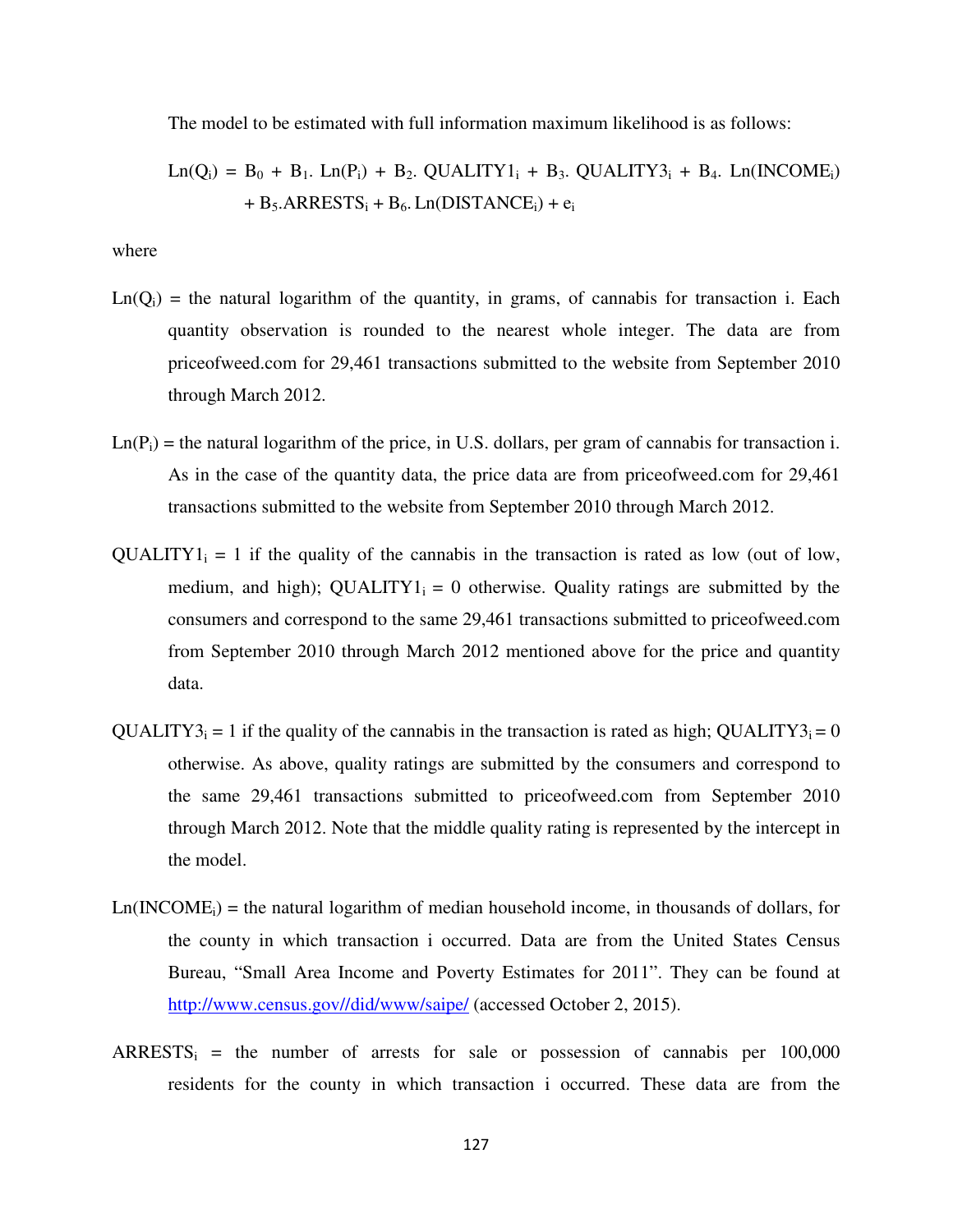The model to be estimated with full information maximum likelihood is as follows:

$$\text{Ln}(Q_i) = B_0 + B_1. \text{Ln}(P_i) + B_2. \text{QUALITY1}_i + B_3. \text{QUALITY3}_i + B_4. \text{Ln}(\text{INCOME}_i) + B_5.\text{ARRESTS}_i + B_6. \text{Ln}(\text{DISTANCE}_i) + e_i$$

where

$\text{Ln}(Q_i)$ = the natural logarithm of the quantity, in grams, of cannabis for transaction i. Each quantity observation is rounded to the nearest whole integer. The data are from priceofweed.com for 29,461 transactions submitted to the website from September 2010 through March 2012.

$\text{Ln}(P_i)$ = the natural logarithm of the price, in U.S. dollars, per gram of cannabis for transaction i. As in the case of the quantity data, the price data are from priceofweed.com for 29,461 transactions submitted to the website from September 2010 through March 2012.

$\text{QUALITY1}_i = 1$ if the quality of the cannabis in the transaction is rated as low (out of low, medium, and high); $\text{QUALITY1}_i = 0$ otherwise. Quality ratings are submitted by the consumers and correspond to the same 29,461 transactions submitted to priceofweed.com from September 2010 through March 2012 mentioned above for the price and quantity data.

$\text{QUALITY3}_i = 1$ if the quality of the cannabis in the transaction is rated as high; $\text{QUALITY3}_i = 0$ otherwise. As above, quality ratings are submitted by the consumers and correspond to the same 29,461 transactions submitted to priceofweed.com from September 2010 through March 2012. Note that the middle quality rating is represented by the intercept in the model.

$\text{Ln}(\text{INCOME}_i)$ = the natural logarithm of median household income, in thousands of dollars, for the county in which transaction i occurred. Data are from the United States Census Bureau, "Small Area Income and Poverty Estimates for 2011". They can be found at http://www.census.gov//did/www/saipe/ (accessed October 2, 2015).

$\text{ARRESTS}_i$ = the number of arrests for sale or possession of cannabis per 100,000 residents for the county in which transaction i occurred. These data are from the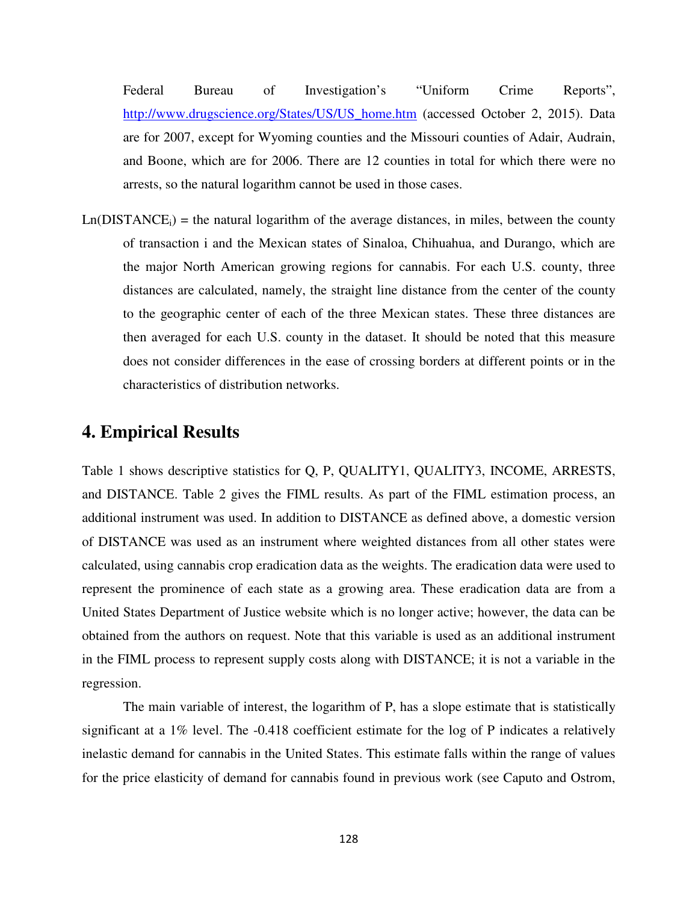Federal Bureau of Investigation's "Uniform Crime Reports", http://www.drugscience.org/States/US/US_home.htm (accessed October 2, 2015). Data are for 2007, except for Wyoming counties and the Missouri counties of Adair, Audrain, and Boone, which are for 2006. There are 12 counties in total for which there were no arrests, so the natural logarithm cannot be used in those cases.

Ln($DISTANCE_i$) = the natural logarithm of the average distances, in miles, between the county of transaction i and the Mexican states of Sinaloa, Chihuahua, and Durango, which are the major North American growing regions for cannabis. For each U.S. county, three distances are calculated, namely, the straight line distance from the center of the county to the geographic center of each of the three Mexican states. These three distances are then averaged for each U.S. county in the dataset. It should be noted that this measure does not consider differences in the ease of crossing borders at different points or in the characteristics of distribution networks.

## 4. Empirical Results

Table 1 shows descriptive statistics for Q, P, QUALITY1, QUALITY3, INCOME, ARRESTS, and DISTANCE. Table 2 gives the FIML results. As part of the FIML estimation process, an additional instrument was used. In addition to DISTANCE as defined above, a domestic version of DISTANCE was used as an instrument where weighted distances from all other states were calculated, using cannabis crop eradication data as the weights. The eradication data were used to represent the prominence of each state as a growing area. These eradication data are from a United States Department of Justice website which is no longer active; however, the data can be obtained from the authors on request. Note that this variable is used as an additional instrument in the FIML process to represent supply costs along with DISTANCE; it is not a variable in the regression.

The main variable of interest, the logarithm of P, has a slope estimate that is statistically significant at a 1% level. The -0.418 coefficient estimate for the log of P indicates a relatively inelastic demand for cannabis in the United States. This estimate falls within the range of values for the price elasticity of demand for cannabis found in previous work (see Caputo and Ostrom,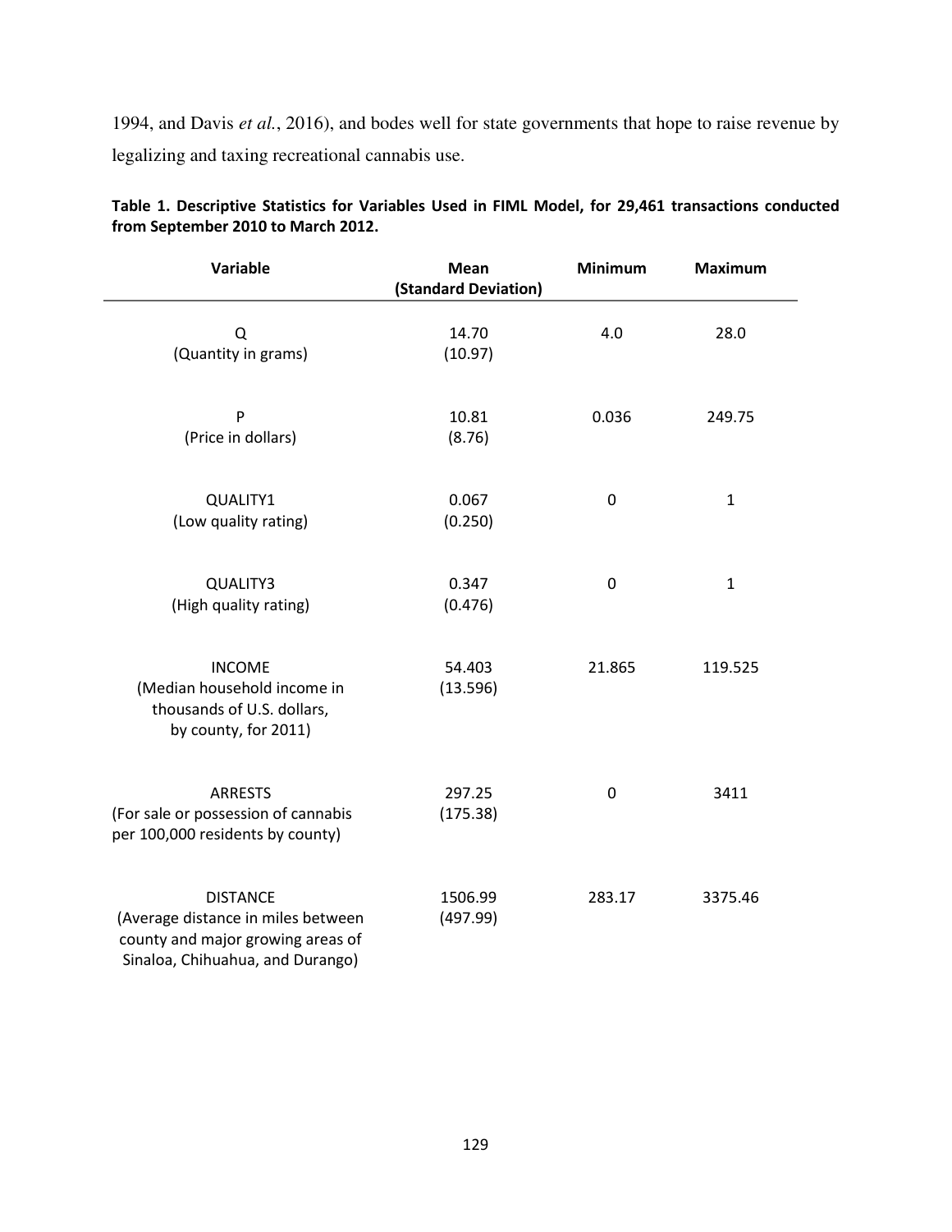1994, and Davis *et al.*, 2016), and bodes well for state governments that hope to raise revenue by legalizing and taxing recreational cannabis use.

**Table 1. Descriptive Statistics for Variables Used in FIML Model, for 29,461 transactions conducted from September 2010 to March 2012.**

| Variable | Mean (Standard Deviation) | Minimum | Maximum |
|---|---|---|---|
| Q (Quantity in grams) | 14.70 (10.97) | 4.0 | 28.0 |
| P (Price in dollars) | 10.81 (8.76) | 0.036 | 249.75 |
| QUALITY1 (Low quality rating) | 0.067 (0.250) | 0 | 1 |
| QUALITY3 (High quality rating) | 0.347 (0.476) | 0 | 1 |
| INCOME (Median household income in thousands of U.S. dollars, by county, for 2011) | 54.403 (13.596) | 21.865 | 119.525 |
| ARRESTS (For sale or possession of cannabis per 100,000 residents by county) | 297.25 (175.38) | 0 | 3411 |
| DISTANCE (Average distance in miles between county and major growing areas of Sinaloa, Chihuahua, and Durango) | 1506.99 (497.99) | 283.17 | 3375.46 |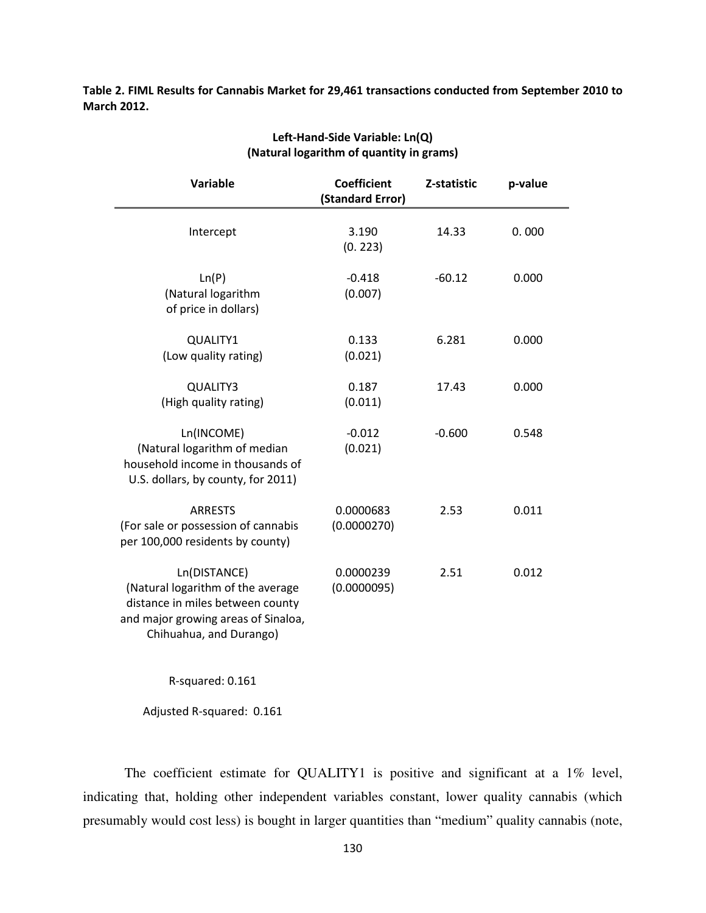**Table 2. FIML Results for Cannabis Market for 29,461 transactions conducted from September 2010 to March 2012.**

**Left-Hand-Side Variable: Ln(Q)**
**(Natural logarithm of quantity in grams)**

| Variable | Coefficient (Standard Error) | Z-statistic | p-value |
|---|---|---|---|
| Intercept | 3.190 (0. 223) | 14.33 | 0. 000 |
| Ln(P) (Natural logarithm of price in dollars) | -0.418 (0.007) | -60.12 | 0.000 |
| QUALITY1 (Low quality rating) | 0.133 (0.021) | 6.281 | 0.000 |
| QUALITY3 (High quality rating) | 0.187 (0.011) | 17.43 | 0.000 |
| Ln(INCOME) (Natural logarithm of median household income in thousands of U.S. dollars, by county, for 2011) | -0.012 (0.021) | -0.600 | 0.548 |
| ARRESTS (For sale or possession of cannabis per 100,000 residents by county) | 0.0000683 (0.0000270) | 2.53 | 0.011 |
| Ln(DISTANCE) (Natural logarithm of the average distance in miles between county and major growing areas of Sinaloa, Chihuahua, and Durango) | 0.0000239 (0.0000095) | 2.51 | 0.012 |

R-squared: 0.161

Adjusted R-squared: 0.161

The coefficient estimate for QUALITY1 is positive and significant at a 1% level, indicating that, holding other independent variables constant, lower quality cannabis (which presumably would cost less) is bought in larger quantities than "medium" quality cannabis (note,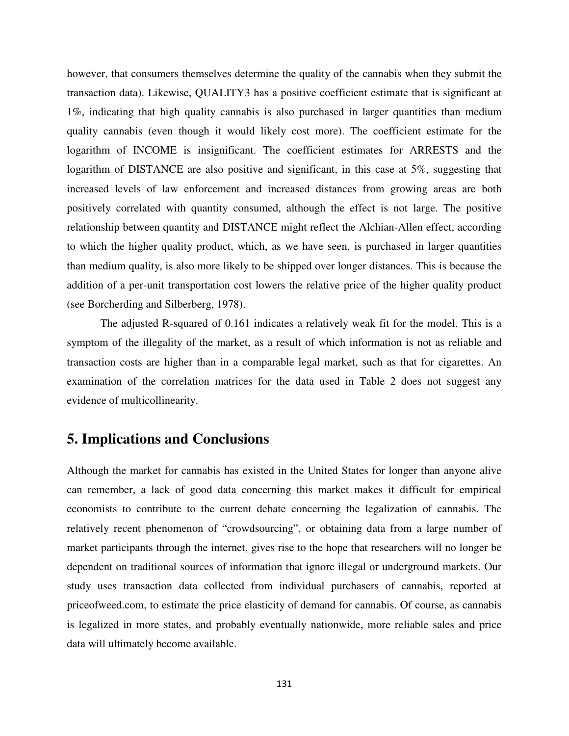however, that consumers themselves determine the quality of the cannabis when they submit the transaction data). Likewise, QUALITY3 has a positive coefficient estimate that is significant at 1%, indicating that high quality cannabis is also purchased in larger quantities than medium quality cannabis (even though it would likely cost more). The coefficient estimate for the logarithm of INCOME is insignificant. The coefficient estimates for ARRESTS and the logarithm of DISTANCE are also positive and significant, in this case at 5%, suggesting that increased levels of law enforcement and increased distances from growing areas are both positively correlated with quantity consumed, although the effect is not large. The positive relationship between quantity and DISTANCE might reflect the Alchian-Allen effect, according to which the higher quality product, which, as we have seen, is purchased in larger quantities than medium quality, is also more likely to be shipped over longer distances. This is because the addition of a per-unit transportation cost lowers the relative price of the higher quality product (see Borcherding and Silberberg, 1978).

The adjusted R-squared of 0.161 indicates a relatively weak fit for the model. This is a symptom of the illegality of the market, as a result of which information is not as reliable and transaction costs are higher than in a comparable legal market, such as that for cigarettes. An examination of the correlation matrices for the data used in Table 2 does not suggest any evidence of multicollinearity.

## 5. Implications and Conclusions

Although the market for cannabis has existed in the United States for longer than anyone alive can remember, a lack of good data concerning this market makes it difficult for empirical economists to contribute to the current debate concerning the legalization of cannabis. The relatively recent phenomenon of "crowdsourcing", or obtaining data from a large number of market participants through the internet, gives rise to the hope that researchers will no longer be dependent on traditional sources of information that ignore illegal or underground markets. Our study uses transaction data collected from individual purchasers of cannabis, reported at priceofweed.com, to estimate the price elasticity of demand for cannabis. Of course, as cannabis is legalized in more states, and probably eventually nationwide, more reliable sales and price data will ultimately become available.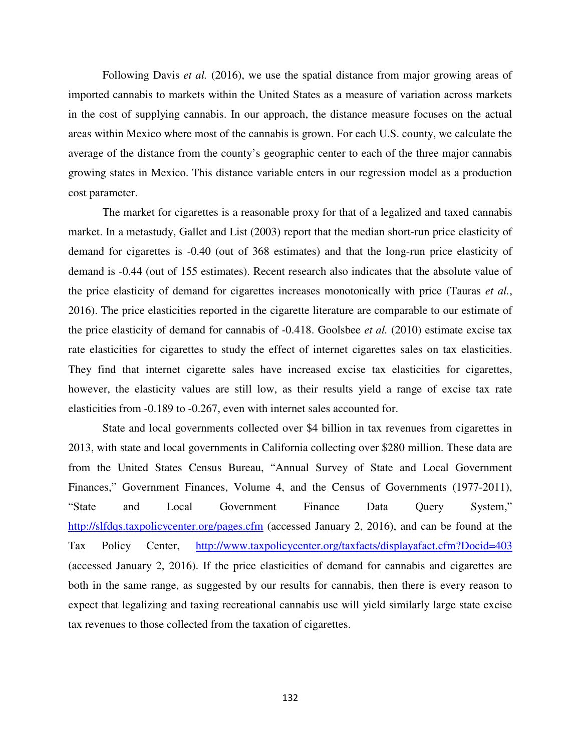Following Davis *et al.* (2016), we use the spatial distance from major growing areas of imported cannabis to markets within the United States as a measure of variation across markets in the cost of supplying cannabis. In our approach, the distance measure focuses on the actual areas within Mexico where most of the cannabis is grown. For each U.S. county, we calculate the average of the distance from the county's geographic center to each of the three major cannabis growing states in Mexico. This distance variable enters in our regression model as a production cost parameter.

The market for cigarettes is a reasonable proxy for that of a legalized and taxed cannabis market. In a metastudy, Gallet and List (2003) report that the median short-run price elasticity of demand for cigarettes is -0.40 (out of 368 estimates) and that the long-run price elasticity of demand is -0.44 (out of 155 estimates). Recent research also indicates that the absolute value of the price elasticity of demand for cigarettes increases monotonically with price (Tauras *et al.*, 2016). The price elasticities reported in the cigarette literature are comparable to our estimate of the price elasticity of demand for cannabis of -0.418. Goolsbee *et al.* (2010) estimate excise tax rate elasticities for cigarettes to study the effect of internet cigarettes sales on tax elasticities. They find that internet cigarette sales have increased excise tax elasticities for cigarettes, however, the elasticity values are still low, as their results yield a range of excise tax rate elasticities from -0.189 to -0.267, even with internet sales accounted for.

State and local governments collected over $4 billion in tax revenues from cigarettes in 2013, with state and local governments in California collecting over $280 million. These data are from the United States Census Bureau, "Annual Survey of State and Local Government Finances," Government Finances, Volume 4, and the Census of Governments (1977-2011), "State and Local Government Finance Data Query System," http://slfdqs.taxpolicycenter.org/pages.cfm (accessed January 2, 2016), and can be found at the Tax Policy Center, http://www.taxpolicycenter.org/taxfacts/displayafact.cfm?Docid=403 (accessed January 2, 2016). If the price elasticities of demand for cannabis and cigarettes are both in the same range, as suggested by our results for cannabis, then there is every reason to expect that legalizing and taxing recreational cannabis use will yield similarly large state excise tax revenues to those collected from the taxation of cigarettes.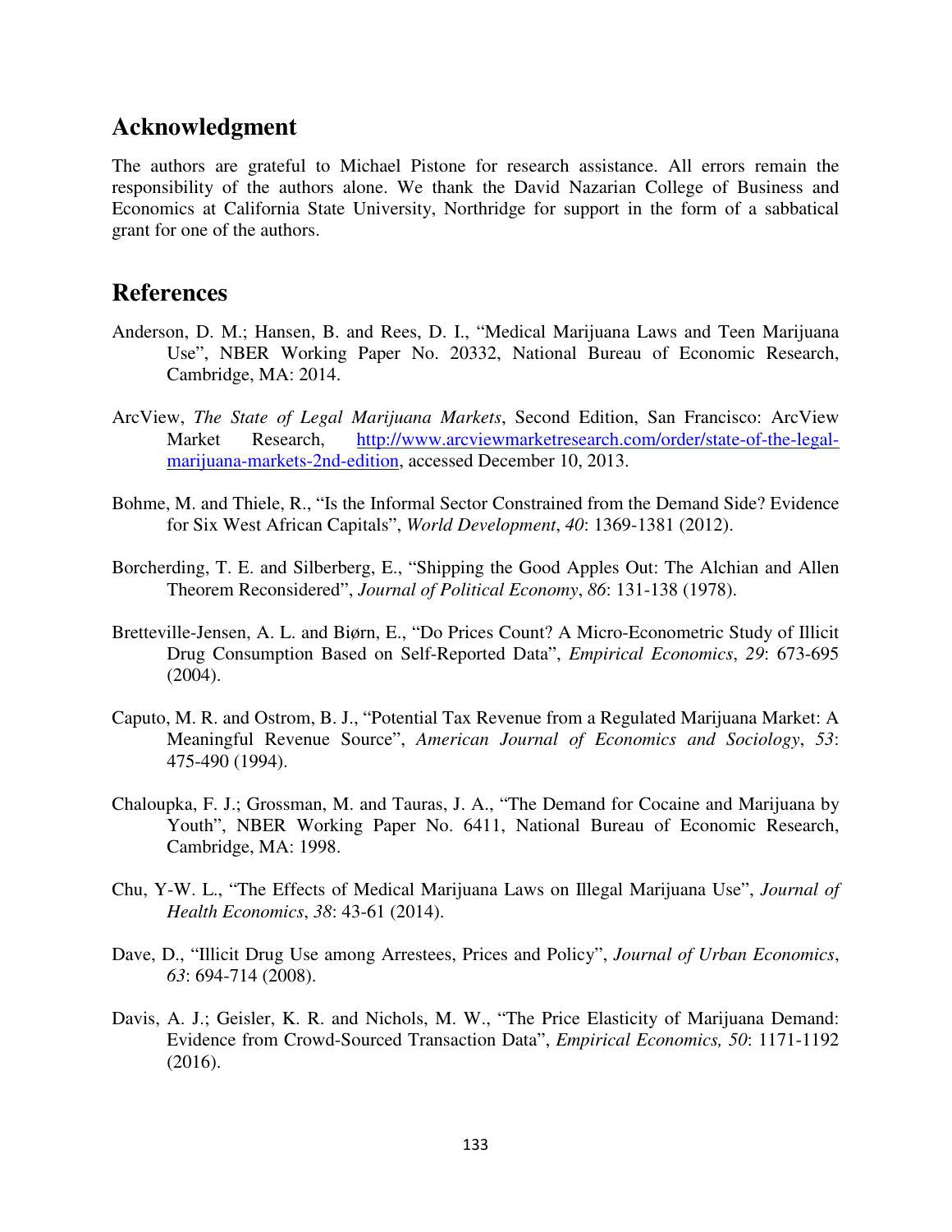## Acknowledgment

The authors are grateful to Michael Pistone for research assistance. All errors remain the responsibility of the authors alone. We thank the David Nazarian College of Business and Economics at California State University, Northridge for support in the form of a sabbatical grant for one of the authors.

## References

Anderson, D. M.; Hansen, B. and Rees, D. I., "Medical Marijuana Laws and Teen Marijuana Use", NBER Working Paper No. 20332, National Bureau of Economic Research, Cambridge, MA: 2014.

ArcView, *The State of Legal Marijuana Markets*, Second Edition, San Francisco: ArcView Market Research, http://www.arcviewmarketresearch.com/order/state-of-the-legal-marijuana-markets-2nd-edition, accessed December 10, 2013.

Bohme, M. and Thiele, R., "Is the Informal Sector Constrained from the Demand Side? Evidence for Six West African Capitals", *World Development*, *40*: 1369-1381 (2012).

Borcherding, T. E. and Silberberg, E., "Shipping the Good Apples Out: The Alchian and Allen Theorem Reconsidered", *Journal of Political Economy*, *86*: 131-138 (1978).

Bretteville-Jensen, A. L. and Biørn, E., "Do Prices Count? A Micro-Econometric Study of Illicit Drug Consumption Based on Self-Reported Data", *Empirical Economics*, *29*: 673-695 (2004).

Caputo, M. R. and Ostrom, B. J., "Potential Tax Revenue from a Regulated Marijuana Market: A Meaningful Revenue Source", *American Journal of Economics and Sociology*, *53*: 475-490 (1994).

Chaloupka, F. J.; Grossman, M. and Tauras, J. A., "The Demand for Cocaine and Marijuana by Youth", NBER Working Paper No. 6411, National Bureau of Economic Research, Cambridge, MA: 1998.

Chu, Y-W. L., "The Effects of Medical Marijuana Laws on Illegal Marijuana Use", *Journal of Health Economics*, *38*: 43-61 (2014).

Dave, D., "Illicit Drug Use among Arrestees, Prices and Policy", *Journal of Urban Economics*, *63*: 694-714 (2008).

Davis, A. J.; Geisler, K. R. and Nichols, M. W., "The Price Elasticity of Marijuana Demand: Evidence from Crowd-Sourced Transaction Data", *Empirical Economics, 50*: 1171-1192 (2016).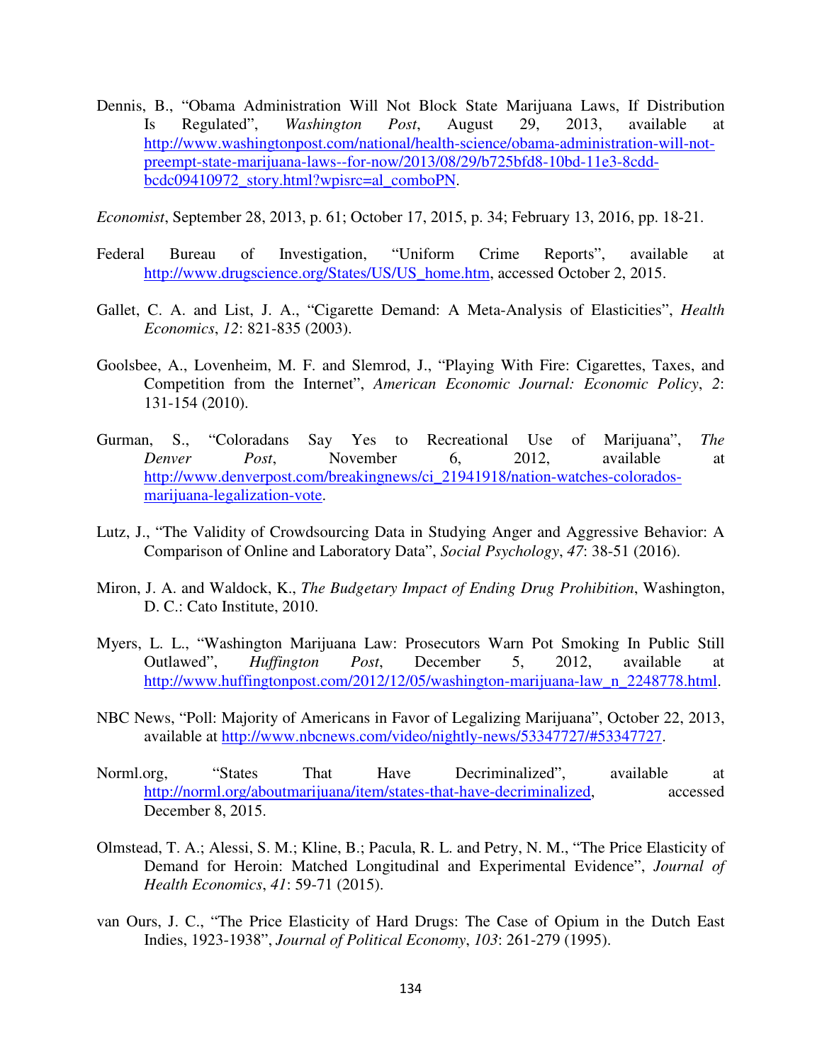Dennis, B., "Obama Administration Will Not Block State Marijuana Laws, If Distribution Is Regulated", *Washington Post*, August 29, 2013, available at http://www.washingtonpost.com/national/health-science/obama-administration-will-not-preempt-state-marijuana-laws--for-now/2013/08/29/b725bfd8-10bd-11e3-8cdd-bcdc09410972_story.html?wpisrc=al_comboPN.

*Economist*, September 28, 2013, p. 61; October 17, 2015, p. 34; February 13, 2016, pp. 18-21.

Federal Bureau of Investigation, "Uniform Crime Reports", available at http://www.drugscience.org/States/US/US_home.htm, accessed October 2, 2015.

Gallet, C. A. and List, J. A., "Cigarette Demand: A Meta-Analysis of Elasticities", *Health Economics*, *12*: 821-835 (2003).

Goolsbee, A., Lovenheim, M. F. and Slemrod, J., "Playing With Fire: Cigarettes, Taxes, and Competition from the Internet", *American Economic Journal: Economic Policy*, *2*: 131-154 (2010).

Gurman, S., "Coloradans Say Yes to Recreational Use of Marijuana", *The Denver Post*, November 6, 2012, available at http://www.denverpost.com/breakingnews/ci_21941918/nation-watches-colorados-marijuana-legalization-vote.

Lutz, J., "The Validity of Crowdsourcing Data in Studying Anger and Aggressive Behavior: A Comparison of Online and Laboratory Data", *Social Psychology*, *47*: 38-51 (2016).

Miron, J. A. and Waldock, K., *The Budgetary Impact of Ending Drug Prohibition*, Washington, D. C.: Cato Institute, 2010.

Myers, L. L., "Washington Marijuana Law: Prosecutors Warn Pot Smoking In Public Still Outlawed", *Huffington Post*, December 5, 2012, available at http://www.huffingtonpost.com/2012/12/05/washington-marijuana-law_n_2248778.html.

NBC News, "Poll: Majority of Americans in Favor of Legalizing Marijuana", October 22, 2013, available at http://www.nbcnews.com/video/nightly-news/53347727/#53347727.

Norml.org, "States That Have Decriminalized", available at http://norml.org/aboutmarijuana/item/states-that-have-decriminalized, accessed December 8, 2015.

Olmstead, T. A.; Alessi, S. M.; Kline, B.; Pacula, R. L. and Petry, N. M., "The Price Elasticity of Demand for Heroin: Matched Longitudinal and Experimental Evidence", *Journal of Health Economics*, *41*: 59-71 (2015).

van Ours, J. C., "The Price Elasticity of Hard Drugs: The Case of Opium in the Dutch East Indies, 1923-1938", *Journal of Political Economy*, *103*: 261-279 (1995).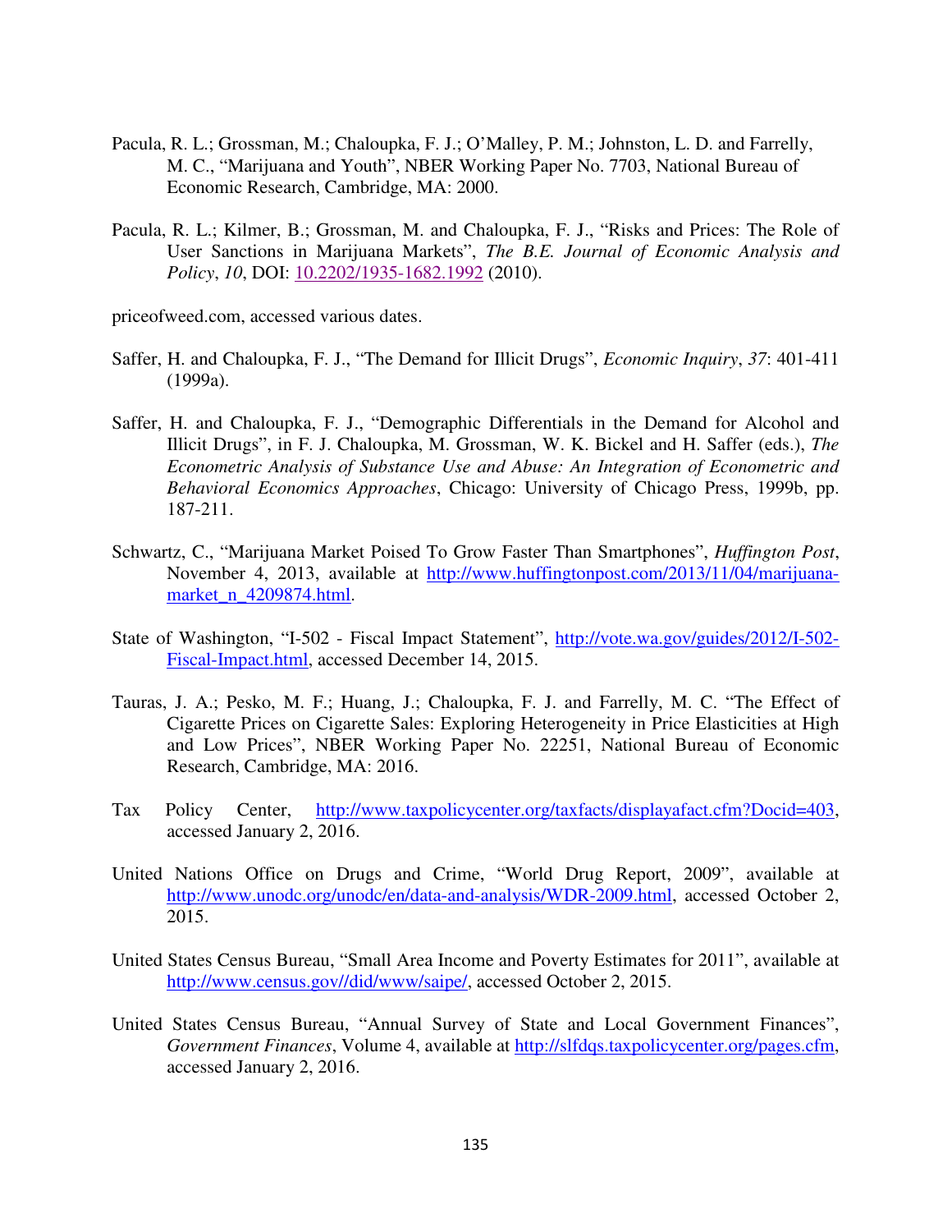Pacula, R. L.; Grossman, M.; Chaloupka, F. J.; O'Malley, P. M.; Johnston, L. D. and Farrelly, M. C., "Marijuana and Youth", NBER Working Paper No. 7703, National Bureau of Economic Research, Cambridge, MA: 2000.

Pacula, R. L.; Kilmer, B.; Grossman, M. and Chaloupka, F. J., "Risks and Prices: The Role of User Sanctions in Marijuana Markets", *The B.E. Journal of Economic Analysis and Policy*, *10*, DOI: 10.2202/1935-1682.1992 (2010).

priceofweed.com, accessed various dates.

Saffer, H. and Chaloupka, F. J., "The Demand for Illicit Drugs", *Economic Inquiry*, *37*: 401-411 (1999a).

Saffer, H. and Chaloupka, F. J., "Demographic Differentials in the Demand for Alcohol and Illicit Drugs", in F. J. Chaloupka, M. Grossman, W. K. Bickel and H. Saffer (eds.), *The Econometric Analysis of Substance Use and Abuse: An Integration of Econometric and Behavioral Economics Approaches*, Chicago: University of Chicago Press, 1999b, pp. 187-211.

Schwartz, C., "Marijuana Market Poised To Grow Faster Than Smartphones", *Huffington Post*, November 4, 2013, available at http://www.huffingtonpost.com/2013/11/04/marijuana-market_n_4209874.html.

State of Washington, "I-502 - Fiscal Impact Statement", http://vote.wa.gov/guides/2012/I-502-Fiscal-Impact.html, accessed December 14, 2015.

Tauras, J. A.; Pesko, M. F.; Huang, J.; Chaloupka, F. J. and Farrelly, M. C. "The Effect of Cigarette Prices on Cigarette Sales: Exploring Heterogeneity in Price Elasticities at High and Low Prices", NBER Working Paper No. 22251, National Bureau of Economic Research, Cambridge, MA: 2016.

Tax Policy Center, http://www.taxpolicycenter.org/taxfacts/displayafact.cfm?Docid=403, accessed January 2, 2016.

United Nations Office on Drugs and Crime, "World Drug Report, 2009", available at http://www.unodc.org/unodc/en/data-and-analysis/WDR-2009.html, accessed October 2, 2015.

United States Census Bureau, "Small Area Income and Poverty Estimates for 2011", available at http://www.census.gov//did/www/saipe/, accessed October 2, 2015.

United States Census Bureau, "Annual Survey of State and Local Government Finances", *Government Finances*, Volume 4, available at http://slfdqs.taxpolicycenter.org/pages.cfm, accessed January 2, 2016.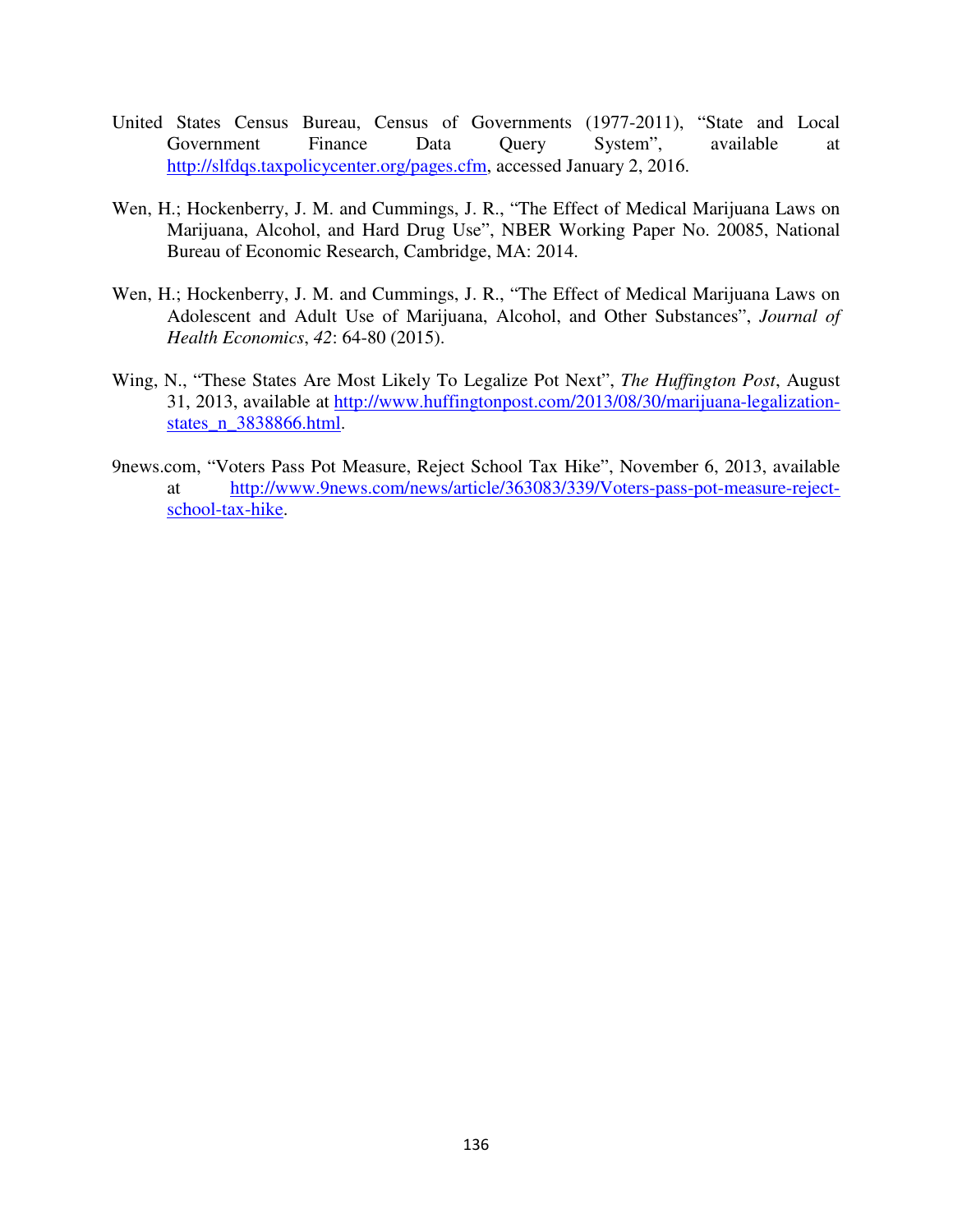United States Census Bureau, Census of Governments (1977-2011), "State and Local Government Finance Data Query System", available at http://slfdqs.taxpolicycenter.org/pages.cfm, accessed January 2, 2016.

Wen, H.; Hockenberry, J. M. and Cummings, J. R., "The Effect of Medical Marijuana Laws on Marijuana, Alcohol, and Hard Drug Use", NBER Working Paper No. 20085, National Bureau of Economic Research, Cambridge, MA: 2014.

Wen, H.; Hockenberry, J. M. and Cummings, J. R., "The Effect of Medical Marijuana Laws on Adolescent and Adult Use of Marijuana, Alcohol, and Other Substances", *Journal of Health Economics*, *42*: 64-80 (2015).

Wing, N., "These States Are Most Likely To Legalize Pot Next", *The Huffington Post*, August 31, 2013, available at http://www.huffingtonpost.com/2013/08/30/marijuana-legalization-states_n_3838866.html.

9news.com, "Voters Pass Pot Measure, Reject School Tax Hike", November 6, 2013, available at http://www.9news.com/news/article/363083/339/Voters-pass-pot-measure-reject-school-tax-hike.